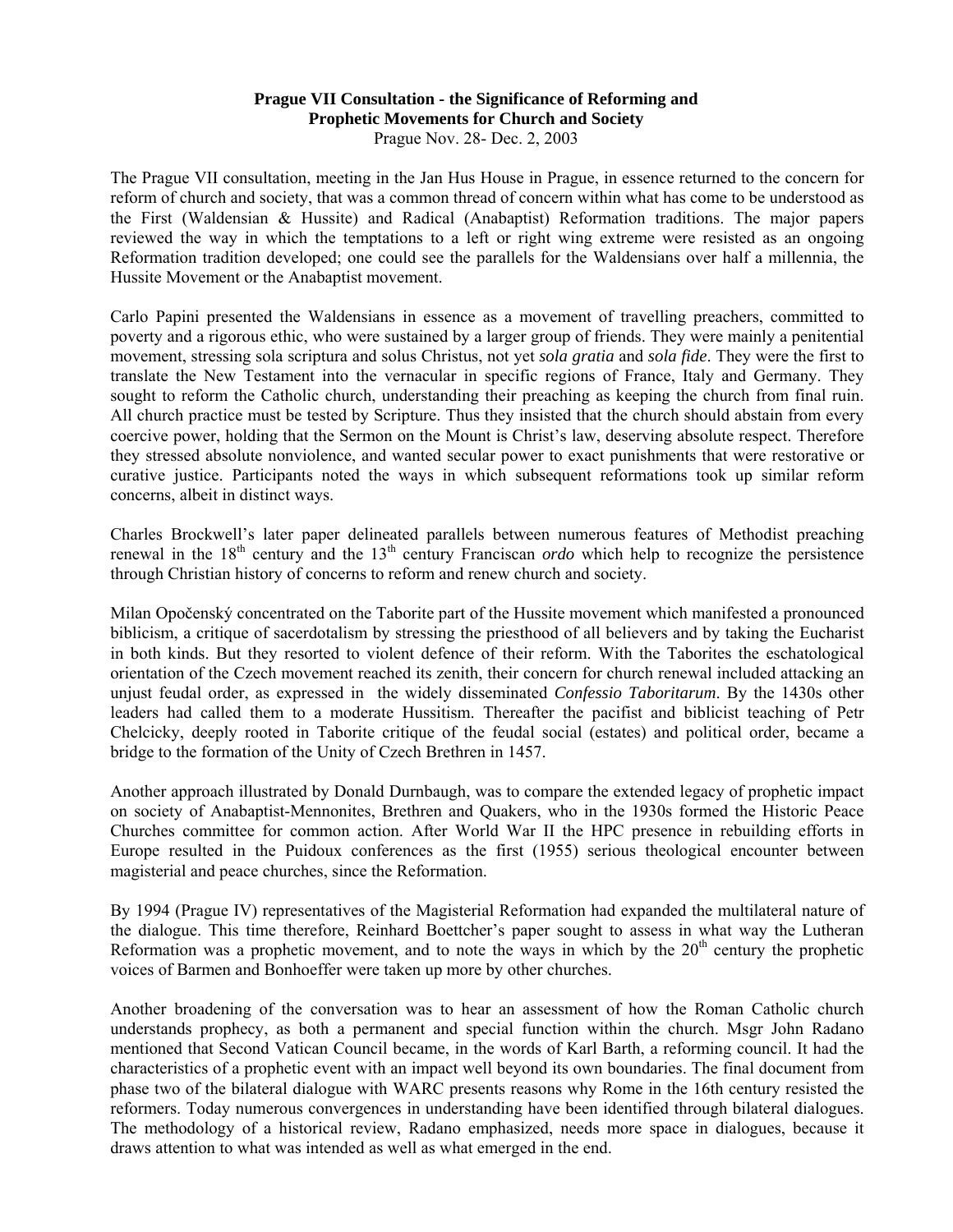**Prague VII Consultation - the Significance of Reforming and Prophetic Movements for Church and Society**

Prague Nov. 28- Dec. 2, 2003

The Prague VII consultation, meeting in the Jan Hus House in Prague, in essence returned to the concern for reform of church and society, that was a common thread of concern within what has come to be understood as the First (Waldensian & Hussite) and Radical (Anabaptist) Reformation traditions. The major papers reviewed the way in which the temptations to a left or right wing extreme were resisted as an ongoing Reformation tradition developed; one could see the parallels for the Waldensians over half a millennia, the Hussite Movement or the Anabaptist movement.

Carlo Papini presented the Waldensians in essence as a movement of travelling preachers, committed to poverty and a rigorous ethic, who were sustained by a larger group of friends. They were mainly a penitential movement, stressing sola scriptura and solus Christus, not yet *sola gratia* and *sola fide*. They were the first to translate the New Testament into the vernacular in specific regions of France, Italy and Germany. They sought to reform the Catholic church, understanding their preaching as keeping the church from final ruin. All church practice must be tested by Scripture. Thus they insisted that the church should abstain from every coercive power, holding that the Sermon on the Mount is Christ's law, deserving absolute respect. Therefore they stressed absolute nonviolence, and wanted secular power to exact punishments that were restorative or curative justice. Participants noted the ways in which subsequent reformations took up similar reform concerns, albeit in distinct ways.

Charles Brockwell's later paper delineated parallels between numerous features of Methodist preaching renewal in the 18th century and the 13th century Franciscan *ordo* which help to recognize the persistence through Christian history of concerns to reform and renew church and society.

Milan Opočenský concentrated on the Taborite part of the Hussite movement which manifested a pronounced biblicism, a critique of sacerdotalism by stressing the priesthood of all believers and by taking the Eucharist in both kinds. But they resorted to violent defence of their reform. With the Taborites the eschatological orientation of the Czech movement reached its zenith, their concern for church renewal included attacking an unjust feudal order, as expressed in the widely disseminated *Confessio Taboritarum*. By the 1430s other leaders had called them to a moderate Hussitism. Thereafter the pacifist and biblicist teaching of Petr Chelcicky, deeply rooted in Taborite critique of the feudal social (estates) and political order, became a bridge to the formation of the Unity of Czech Brethren in 1457.

Another approach illustrated by Donald Durnbaugh, was to compare the extended legacy of prophetic impact on society of Anabaptist-Mennonites, Brethren and Quakers, who in the 1930s formed the Historic Peace Churches committee for common action. After World War II the HPC presence in rebuilding efforts in Europe resulted in the Puidoux conferences as the first (1955) serious theological encounter between magisterial and peace churches, since the Reformation.

By 1994 (Prague IV) representatives of the Magisterial Reformation had expanded the multilateral nature of the dialogue. This time therefore, Reinhard Boettcher's paper sought to assess in what way the Lutheran Reformation was a prophetic movement, and to note the ways in which by the 20th century the prophetic voices of Barmen and Bonhoeffer were taken up more by other churches.

Another broadening of the conversation was to hear an assessment of how the Roman Catholic church understands prophecy, as both a permanent and special function within the church. Msgr John Radano mentioned that Second Vatican Council became, in the words of Karl Barth, a reforming council. It had the characteristics of a prophetic event with an impact well beyond its own boundaries. The final document from phase two of the bilateral dialogue with WARC presents reasons why Rome in the 16th century resisted the reformers. Today numerous convergences in understanding have been identified through bilateral dialogues. The methodology of a historical review, Radano emphasized, needs more space in dialogues, because it draws attention to what was intended as well as what emerged in the end.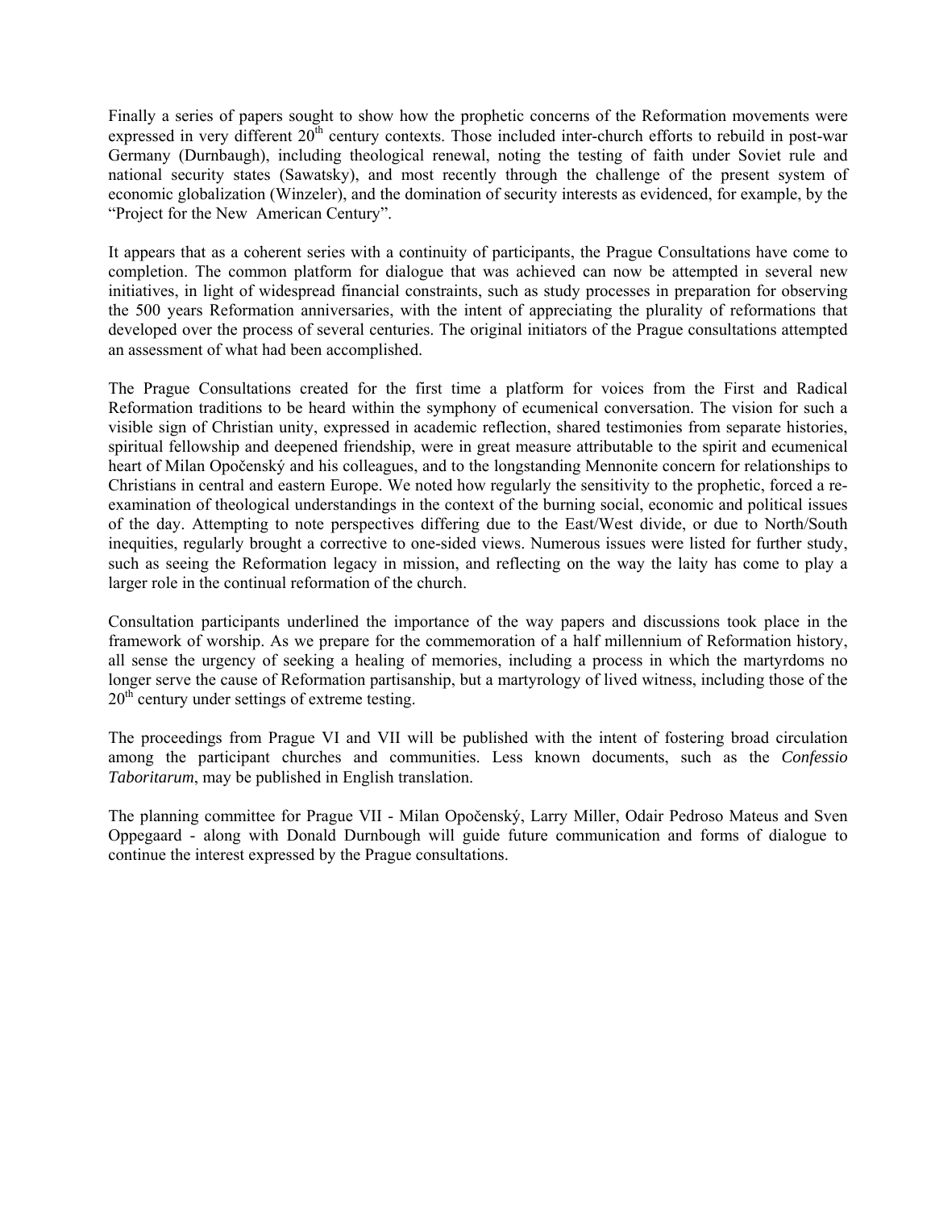Finally a series of papers sought to show how the prophetic concerns of the Reformation movements were expressed in very different 20th century contexts. Those included inter-church efforts to rebuild in post-war Germany (Durnbaugh), including theological renewal, noting the testing of faith under Soviet rule and national security states (Sawatsky), and most recently through the challenge of the present system of economic globalization (Winzeler), and the domination of security interests as evidenced, for example, by the "Project for the New American Century".

It appears that as a coherent series with a continuity of participants, the Prague Consultations have come to completion. The common platform for dialogue that was achieved can now be attempted in several new initiatives, in light of widespread financial constraints, such as study processes in preparation for observing the 500 years Reformation anniversaries, with the intent of appreciating the plurality of reformations that developed over the process of several centuries. The original initiators of the Prague consultations attempted an assessment of what had been accomplished.

The Prague Consultations created for the first time a platform for voices from the First and Radical Reformation traditions to be heard within the symphony of ecumenical conversation. The vision for such a visible sign of Christian unity, expressed in academic reflection, shared testimonies from separate histories, spiritual fellowship and deepened friendship, were in great measure attributable to the spirit and ecumenical heart of Milan Opočenský and his colleagues, and to the longstanding Mennonite concern for relationships to Christians in central and eastern Europe. We noted how regularly the sensitivity to the prophetic, forced a re-examination of theological understandings in the context of the burning social, economic and political issues of the day. Attempting to note perspectives differing due to the East/West divide, or due to North/South inequities, regularly brought a corrective to one-sided views. Numerous issues were listed for further study, such as seeing the Reformation legacy in mission, and reflecting on the way the laity has come to play a larger role in the continual reformation of the church.

Consultation participants underlined the importance of the way papers and discussions took place in the framework of worship. As we prepare for the commemoration of a half millennium of Reformation history, all sense the urgency of seeking a healing of memories, including a process in which the martyrdoms no longer serve the cause of Reformation partisanship, but a martyrology of lived witness, including those of the 20th century under settings of extreme testing.

The proceedings from Prague VI and VII will be published with the intent of fostering broad circulation among the participant churches and communities. Less known documents, such as the *Confessio Taboritarum*, may be published in English translation.

The planning committee for Prague VII - Milan Opočenský, Larry Miller, Odair Pedroso Mateus and Sven Oppegaard - along with Donald Durnbough will guide future communication and forms of dialogue to continue the interest expressed by the Prague consultations.